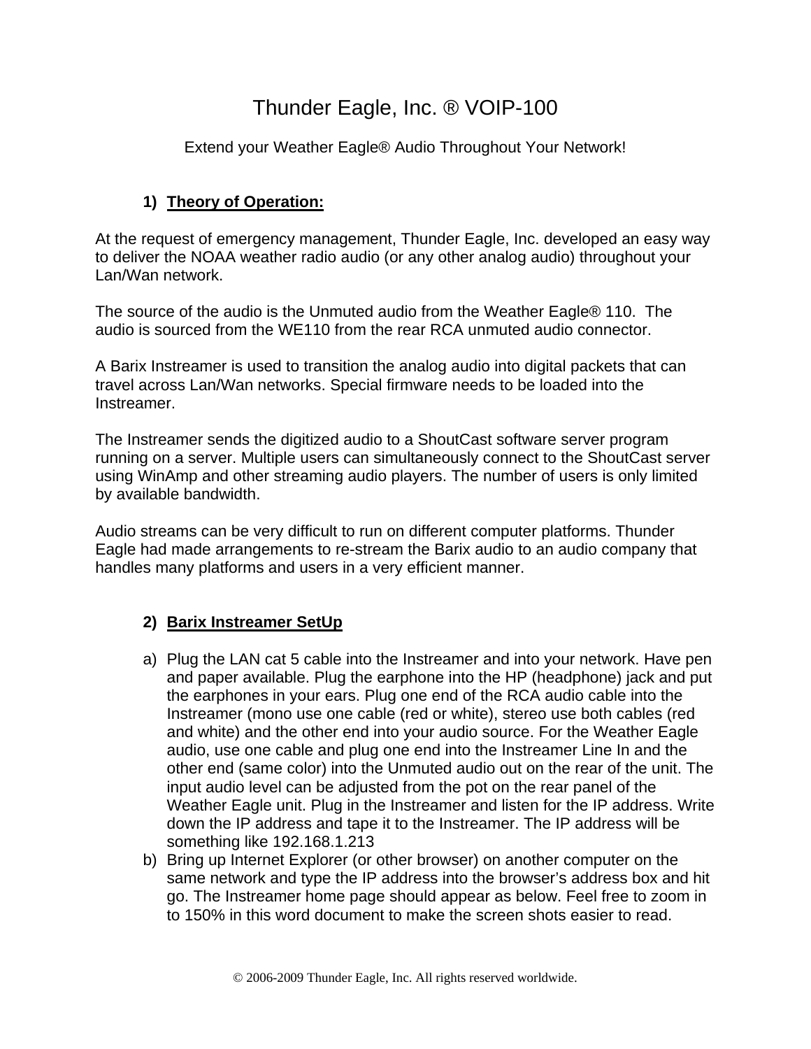# Thunder Eagle, Inc. ® VOIP-100

Extend your Weather Eagle® Audio Throughout Your Network!

## 1) Theory of Operation:

At the request of emergency management, Thunder Eagle, Inc. developed an easy way to deliver the NOAA weather radio audio (or any other analog audio) throughout your Lan/Wan network.

The source of the audio is the Unmuted audio from the Weather Eagle® 110. The audio is sourced from the WE110 from the rear RCA unmuted audio connector.

A Barix Instreamer is used to transition the analog audio into digital packets that can travel across Lan/Wan networks. Special firmware needs to be loaded into the Instreamer.

The Instreamer sends the digitized audio to a ShoutCast software server program running on a server. Multiple users can simultaneously connect to the ShoutCast server using WinAmp and other streaming audio players. The number of users is only limited by available bandwidth.

Audio streams can be very difficult to run on different computer platforms. Thunder Eagle had made arrangements to re-stream the Barix audio to an audio company that handles many platforms and users in a very efficient manner.

## 2) Barix Instreamer SetUp

a) Plug the LAN cat 5 cable into the Instreamer and into your network. Have pen and paper available. Plug the earphone into the HP (headphone) jack and put the earphones in your ears. Plug one end of the RCA audio cable into the Instreamer (mono use one cable (red or white), stereo use both cables (red and white) and the other end into your audio source. For the Weather Eagle audio, use one cable and plug one end into the Instreamer Line In and the other end (same color) into the Unmuted audio out on the rear of the unit. The input audio level can be adjusted from the pot on the rear panel of the Weather Eagle unit. Plug in the Instreamer and listen for the IP address. Write down the IP address and tape it to the Instreamer. The IP address will be something like 192.168.1.213

b) Bring up Internet Explorer (or other browser) on another computer on the same network and type the IP address into the browser's address box and hit go. The Instreamer home page should appear as below. Feel free to zoom in to 150% in this word document to make the screen shots easier to read.

© 2006-2009 Thunder Eagle, Inc. All rights reserved worldwide.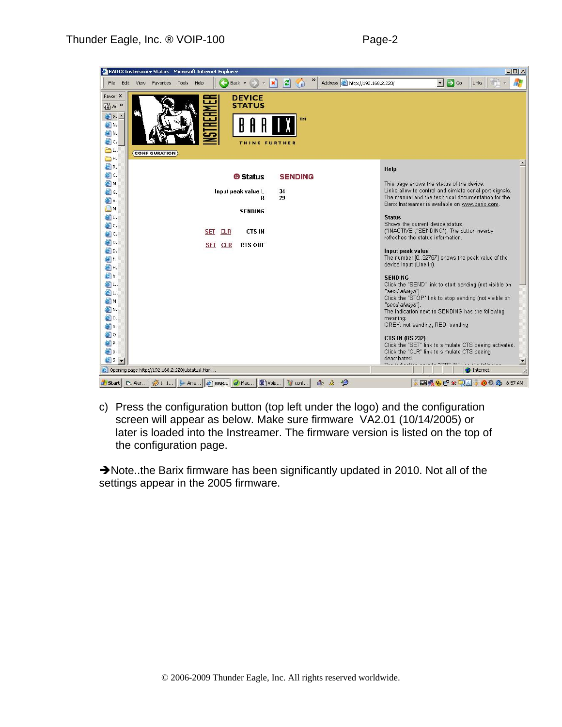c) Press the configuration button (top left under the logo) and the configuration screen will appear as below. Make sure firmware VA2.01 (10/14/2005) or later is loaded into the Instreamer. The firmware version is listed on the top of the configuration page.

→Note..the Barix firmware has been significantly updated in 2010. Not all of the settings appear in the 2005 firmware.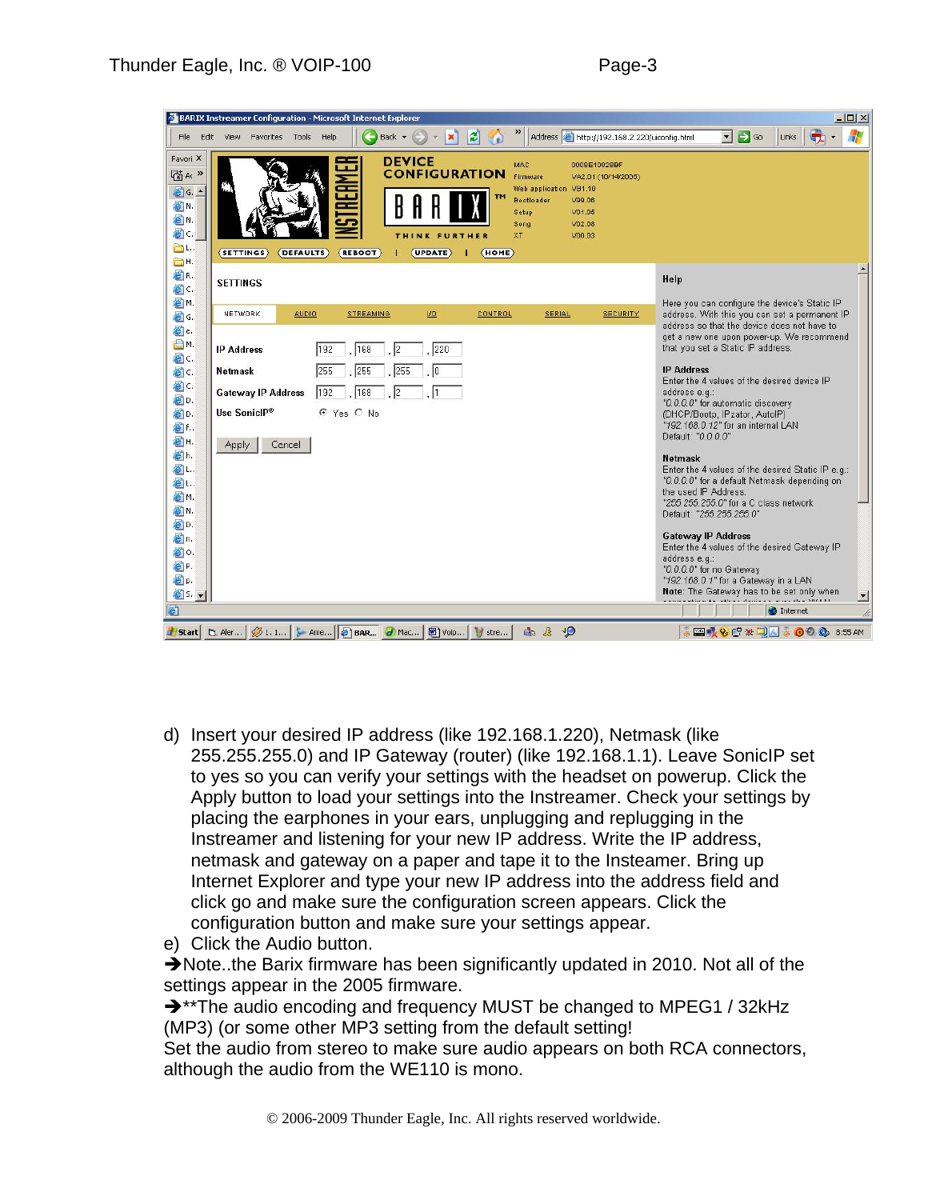d) Insert your desired IP address (like 192.168.1.220), Netmask (like 255.255.255.0) and IP Gateway (router) (like 192.168.1.1). Leave SonicIP set to yes so you can verify your settings with the headset on powerup. Click the Apply button to load your settings into the Instreamer. Check your settings by placing the earphones in your ears, unplugging and replugging in the Instreamer and listening for your new IP address. Write the IP address, netmask and gateway on a paper and tape it to the Insteamer. Bring up Internet Explorer and type your new IP address into the address field and click go and make sure the configuration screen appears. Click the configuration button and make sure your settings appear.

e) Click the Audio button.

➔Note..the Barix firmware has been significantly updated in 2010. Not all of the settings appear in the 2005 firmware.

➔**The audio encoding and frequency MUST be changed to MPEG1 / 32kHz (MP3) (or some other MP3 setting from the default setting!

Set the audio from stereo to make sure audio appears on both RCA connectors, although the audio from the WE110 is mono.

© 2006-2009 Thunder Eagle, Inc. All rights reserved worldwide.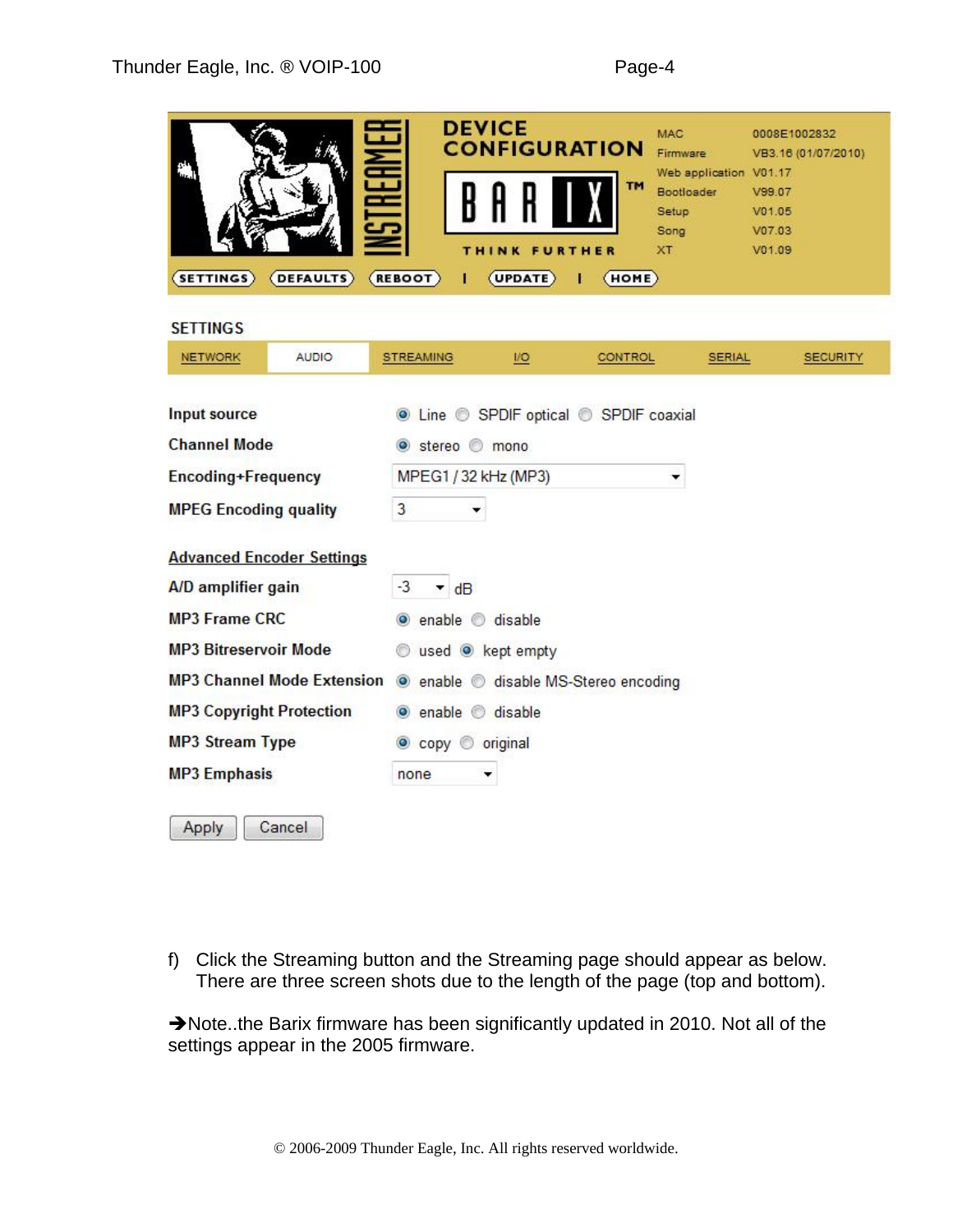DEVICE CONFIGURATION

BARIX™ THINK FURTHER

INSTREAMER

| | |
|---|---|
| MAC | 0008E1002832 |
| Firmware | VB3.16 (01/07/2010) |
| Web application | V01.17 |
| Bootloader | V99.07 |
| Setup | V01.05 |
| Song | V07.03 |
| XT | V01.09 |

SETTINGS | DEFAULTS | REBOOT | UPDATE | HOME

SETTINGS

NETWORK | AUDIO | STREAMING | I/O | CONTROL | SERIAL | SECURITY

| | |
|---|---|
| Input source | (•) Line ( ) SPDIF optical ( ) SPDIF coaxial |
| Channel Mode | (•) stereo ( ) mono |
| Encoding+Frequency | MPEG1 / 32 kHz (MP3) |
| MPEG Encoding quality | 3 |

**Advanced Encoder Settings**

| | |
|---|---|
| A/D amplifier gain | -3 dB |
| MP3 Frame CRC | (•) enable ( ) disable |
| MP3 Bitreservoir Mode | ( ) used (•) kept empty |
| MP3 Channel Mode Extension | (•) enable ( ) disable MS-Stereo encoding |
| MP3 Copyright Protection | (•) enable ( ) disable |
| MP3 Stream Type | (•) copy ( ) original |
| MP3 Emphasis | none |

Apply | Cancel

f) Click the Streaming button and the Streaming page should appear as below. There are three screen shots due to the length of the page (top and bottom).

➔Note..the Barix firmware has been significantly updated in 2010. Not all of the settings appear in the 2005 firmware.

© 2006-2009 Thunder Eagle, Inc. All rights reserved worldwide.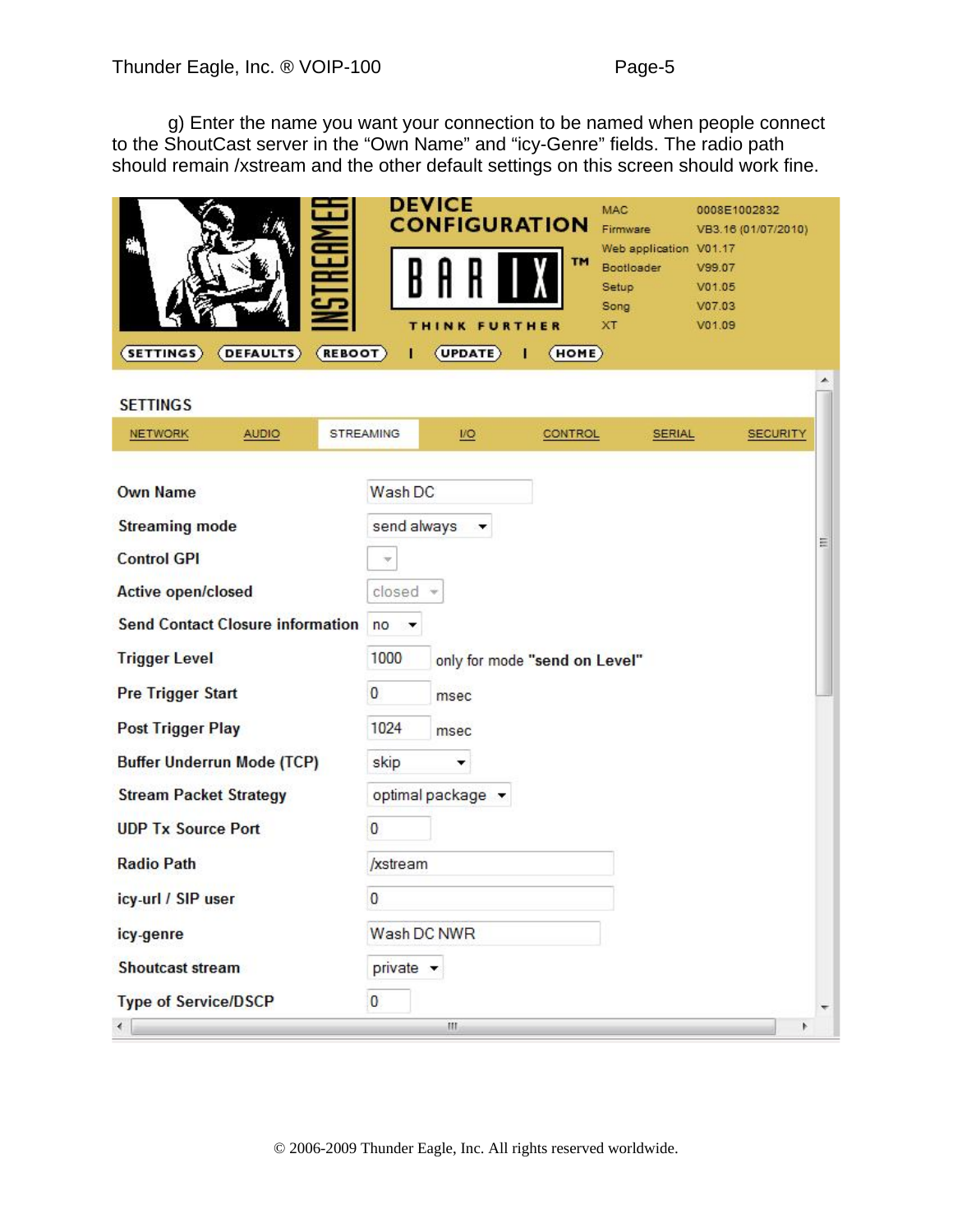g) Enter the name you want your connection to be named when people connect to the ShoutCast server in the "Own Name" and "icy-Genre" fields. The radio path should remain /xstream and the other default settings on this screen should work fine.

DEVICE CONFIGURATION

BARIX THINK FURTHER

INSTREAMER

| | |
|---|---|
| MAC | 0008E1002832 |
| Firmware | VB3.16 (01/07/2010) |
| Web application | V01.17 |
| Bootloader | V99.07 |
| Setup | V01.05 |
| Song | V07.03 |
| XT | V01.09 |

SETTINGS | DEFAULTS | REBOOT | UPDATE | HOME

SETTINGS

NETWORK | AUDIO | STREAMING | I/O | CONTROL | SERIAL | SECURITY

| | |
|---|---|
| Own Name | Wash DC |
| Streaming mode | send always |
| Control GPI | |
| Active open/closed | closed |
| Send Contact Closure information | no |
| Trigger Level | 1000 only for mode "send on Level" |
| Pre Trigger Start | 0 msec |
| Post Trigger Play | 1024 msec |
| Buffer Underrun Mode (TCP) | skip |
| Stream Packet Strategy | optimal package |
| UDP Tx Source Port | 0 |
| Radio Path | /xstream |
| icy-url / SIP user | 0 |
| icy-genre | Wash DC NWR |
| Shoutcast stream | private |
| Type of Service/DSCP | 0 |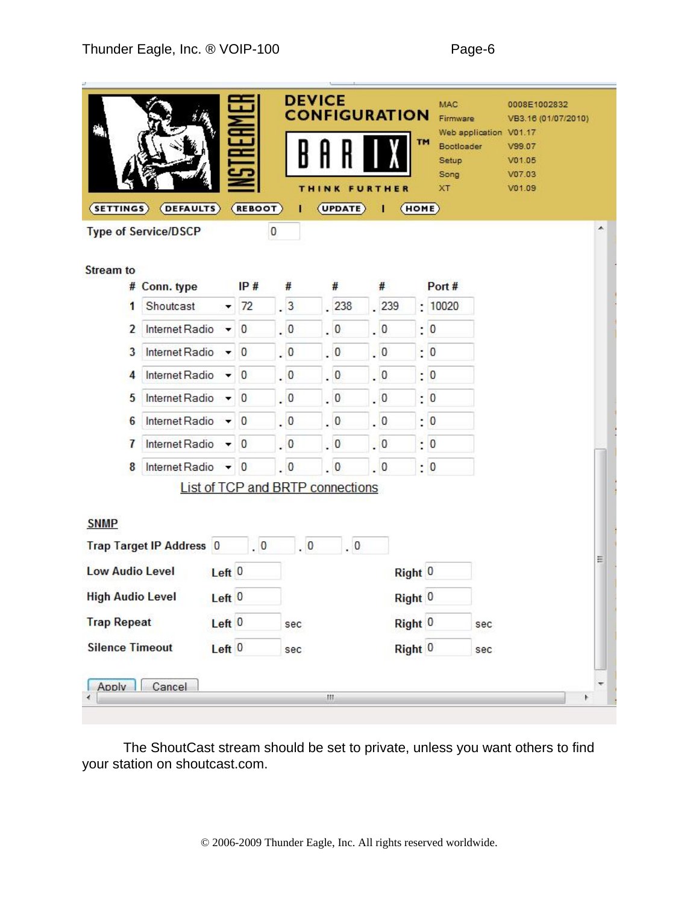DEVICE CONFIGURATION

BARIX™ THINK FURTHER

| | |
|---|---|
| MAC | 0008E1002832 |
| Firmware | VB3.16 (01/07/2010) |
| Web application | V01.17 |
| Bootloader | V99.07 |
| Setup | V01.05 |
| Song | V07.03 |
| XT | V01.09 |

SETTINGS | DEFAULTS | REBOOT | UPDATE | HOME

Type of Service/DSCP: 0

**Stream to**

| # | Conn. type | IP # | # | # | # | Port # |
|---|---|---|---|---|---|---|
| 1 | Shoutcast | 72 | 3 | 238 | 239 | 10020 |
| 2 | Internet Radio | 0 | 0 | 0 | 0 | 0 |
| 3 | Internet Radio | 0 | 0 | 0 | 0 | 0 |
| 4 | Internet Radio | 0 | 0 | 0 | 0 | 0 |
| 5 | Internet Radio | 0 | 0 | 0 | 0 | 0 |
| 6 | Internet Radio | 0 | 0 | 0 | 0 | 0 |
| 7 | Internet Radio | 0 | 0 | 0 | 0 | 0 |
| 8 | Internet Radio | 0 | 0 | 0 | 0 | 0 |

List of TCP and BRTP connections

**SNMP**

Trap Target IP Address: 0 . 0 . 0 . 0

| | Left | | Right | |
|---|---|---|---|---|
| Low Audio Level | 0 | | 0 | |
| High Audio Level | 0 | | 0 | |
| Trap Repeat | 0 | sec | 0 | sec |
| Silence Timeout | 0 | sec | 0 | sec |

Apply | Cancel

The ShoutCast stream should be set to private, unless you want others to find your station on shoutcast.com.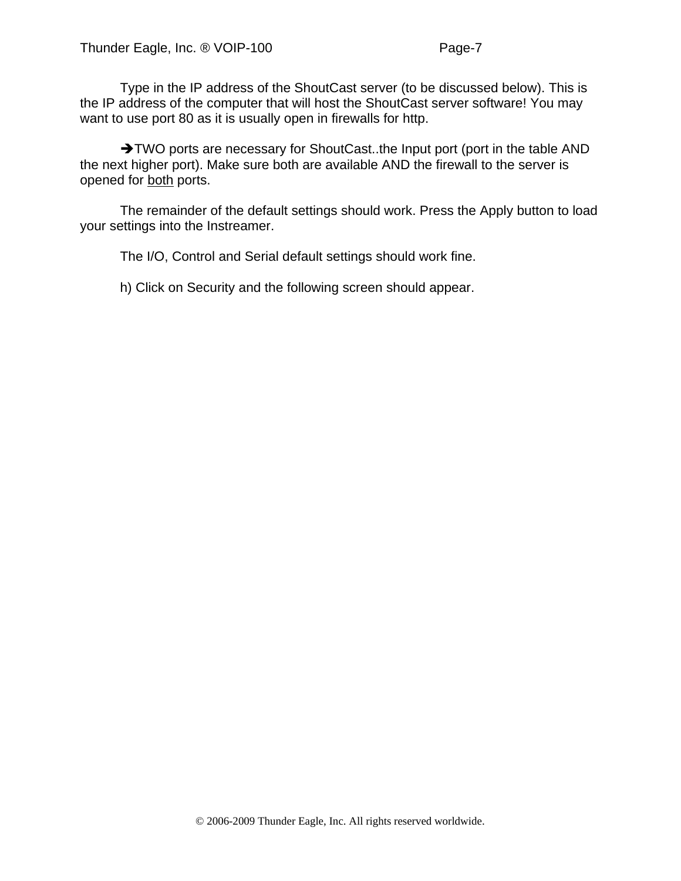Type in the IP address of the ShoutCast server (to be discussed below). This is the IP address of the computer that will host the ShoutCast server software! You may want to use port 80 as it is usually open in firewalls for http.

➔TWO ports are necessary for ShoutCast..the Input port (port in the table AND the next higher port). Make sure both are available AND the firewall to the server is opened for <u>both</u> ports.

The remainder of the default settings should work. Press the Apply button to load your settings into the Instreamer.

The I/O, Control and Serial default settings should work fine.

h) Click on Security and the following screen should appear.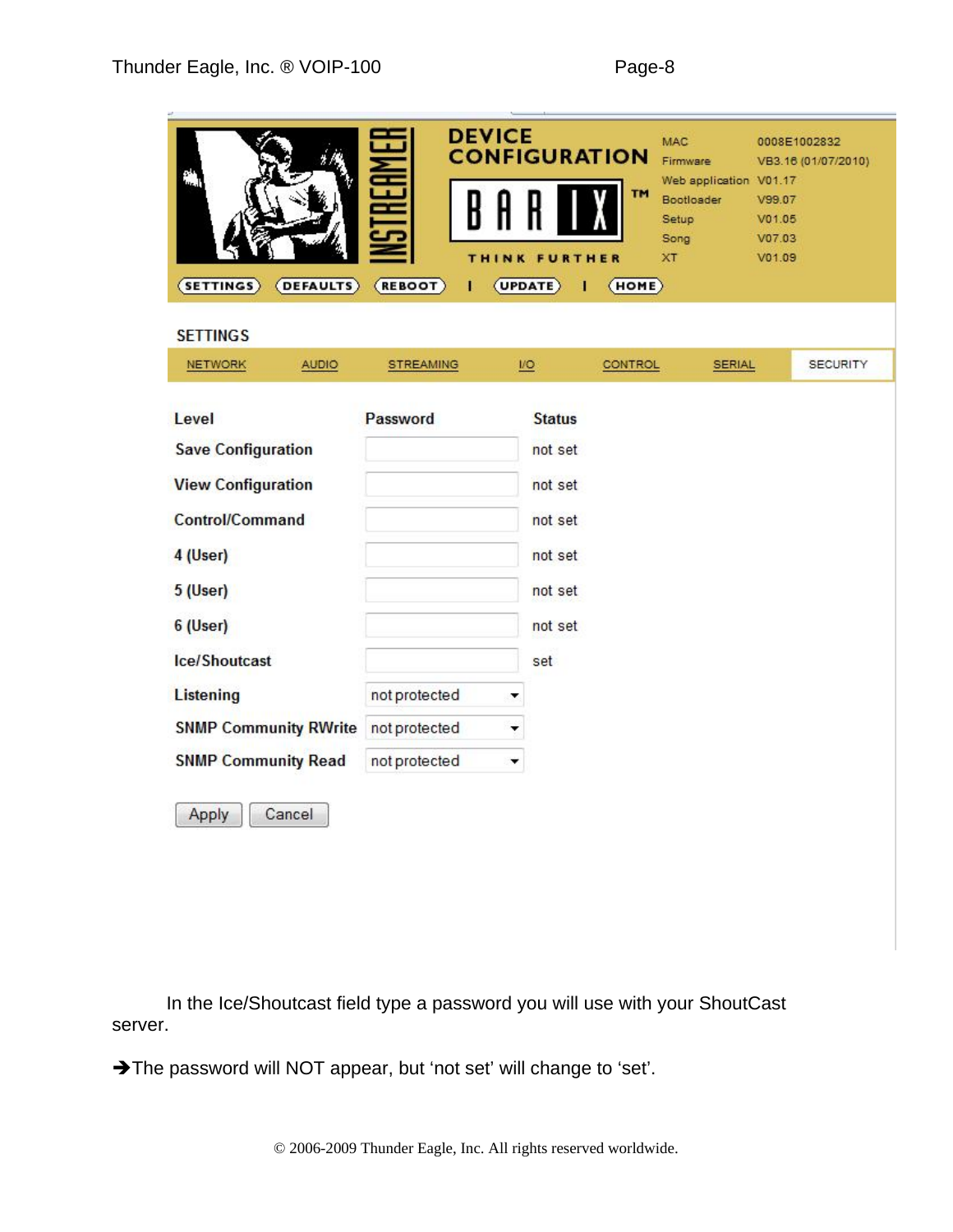DEVICE CONFIGURATION

BARIX™ THINK FURTHER

| | |
|---|---|
| MAC | 0008E1002832 |
| Firmware | VB3.16 (01/07/2010) |
| Web application | V01.17 |
| Bootloader | V99.07 |
| Setup | V01.05 |
| Song | V07.03 |
| XT | V01.09 |

SETTINGS | DEFAULTS | REBOOT | UPDATE | HOME

SETTINGS

NETWORK | AUDIO | STREAMING | I/O | CONTROL | SERIAL | SECURITY

| Level | Password | Status |
|---|---|---|
| Save Configuration | | not set |
| View Configuration | | not set |
| Control/Command | | not set |
| 4 (User) | | not set |
| 5 (User) | | not set |
| 6 (User) | | not set |
| Ice/Shoutcast | | set |
| Listening | not protected | |
| SNMP Community RWrite | not protected | |
| SNMP Community Read | not protected | |

Apply | Cancel

In the Ice/Shoutcast field type a password you will use with your ShoutCast server.

➔The password will NOT appear, but 'not set' will change to 'set'.

© 2006-2009 Thunder Eagle, Inc. All rights reserved worldwide.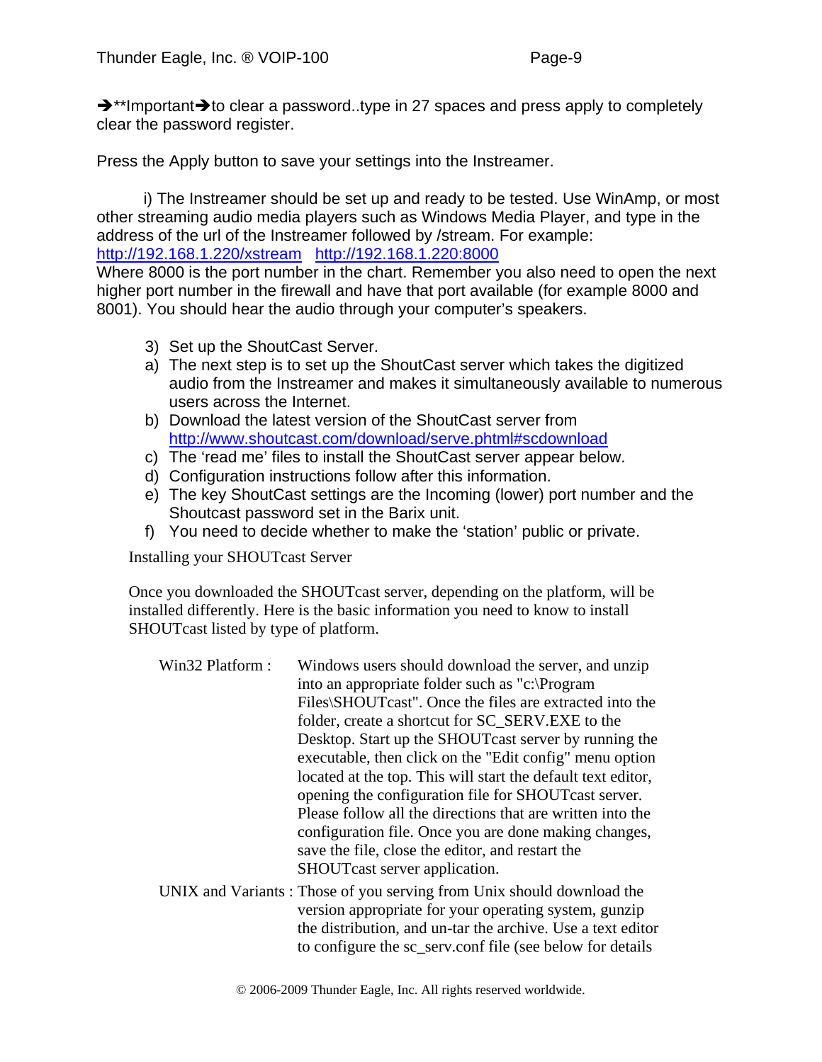➔**Important➔to clear a password..type in 27 spaces and press apply to completely clear the password register.

Press the Apply button to save your settings into the Instreamer.

i) The Instreamer should be set up and ready to be tested. Use WinAmp, or most other streaming audio media players such as Windows Media Player, and type in the address of the url of the Instreamer followed by /stream. For example: http://192.168.1.220/xstream   http://192.168.1.220:8000
Where 8000 is the port number in the chart. Remember you also need to open the next higher port number in the firewall and have that port available (for example 8000 and 8001). You should hear the audio through your computer's speakers.

3) Set up the ShoutCast Server.
a) The next step is to set up the ShoutCast server which takes the digitized audio from the Instreamer and makes it simultaneously available to numerous users across the Internet.
b) Download the latest version of the ShoutCast server from http://www.shoutcast.com/download/serve.phtml#scdownload
c) The 'read me' files to install the ShoutCast server appear below.
d) Configuration instructions follow after this information.
e) The key ShoutCast settings are the Incoming (lower) port number and the Shoutcast password set in the Barix unit.
f) You need to decide whether to make the 'station' public or private.

Installing your SHOUTcast Server

Once you downloaded the SHOUTcast server, depending on the platform, will be installed differently. Here is the basic information you need to know to install SHOUTcast listed by type of platform.

| | |
|---|---|
| Win32 Platform : | Windows users should download the server, and unzip into an appropriate folder such as "c:\Program Files\SHOUTcast". Once the files are extracted into the folder, create a shortcut for SC_SERV.EXE to the Desktop. Start up the SHOUTcast server by running the executable, then click on the "Edit config" menu option located at the top. This will start the default text editor, opening the configuration file for SHOUTcast server. Please follow all the directions that are written into the configuration file. Once you are done making changes, save the file, close the editor, and restart the SHOUTcast server application. |
| UNIX and Variants : | Those of you serving from Unix should download the version appropriate for your operating system, gunzip the distribution, and un-tar the archive. Use a text editor to configure the sc_serv.conf file (see below for details |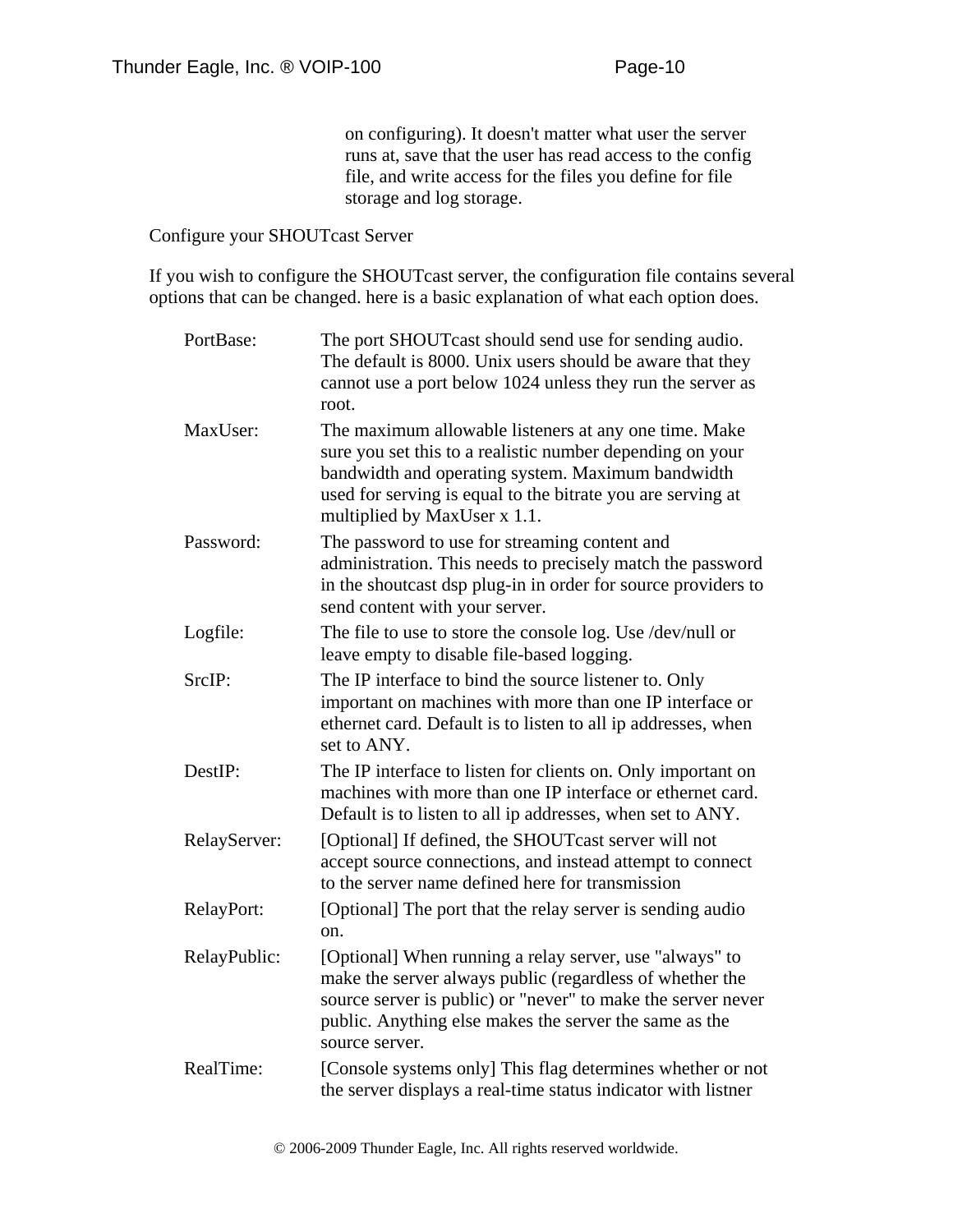on configuring). It doesn't matter what user the server runs at, save that the user has read access to the config file, and write access for the files you define for file storage and log storage.

Configure your SHOUTcast Server

If you wish to configure the SHOUTcast server, the configuration file contains several options that can be changed. here is a basic explanation of what each option does.

| | |
|---|---|
| PortBase: | The port SHOUTcast should send use for sending audio. The default is 8000. Unix users should be aware that they cannot use a port below 1024 unless they run the server as root. |
| MaxUser: | The maximum allowable listeners at any one time. Make sure you set this to a realistic number depending on your bandwidth and operating system. Maximum bandwidth used for serving is equal to the bitrate you are serving at multiplied by MaxUser x 1.1. |
| Password: | The password to use for streaming content and administration. This needs to precisely match the password in the shoutcast dsp plug-in in order for source providers to send content with your server. |
| Logfile: | The file to use to store the console log. Use /dev/null or leave empty to disable file-based logging. |
| SrcIP: | The IP interface to bind the source listener to. Only important on machines with more than one IP interface or ethernet card. Default is to listen to all ip addresses, when set to ANY. |
| DestIP: | The IP interface to listen for clients on. Only important on machines with more than one IP interface or ethernet card. Default is to listen to all ip addresses, when set to ANY. |
| RelayServer: | [Optional] If defined, the SHOUTcast server will not accept source connections, and instead attempt to connect to the server name defined here for transmission |
| RelayPort: | [Optional] The port that the relay server is sending audio on. |
| RelayPublic: | [Optional] When running a relay server, use "always" to make the server always public (regardless of whether the source server is public) or "never" to make the server never public. Anything else makes the server the same as the source server. |
| RealTime: | [Console systems only] This flag determines whether or not the server displays a real-time status indicator with listner |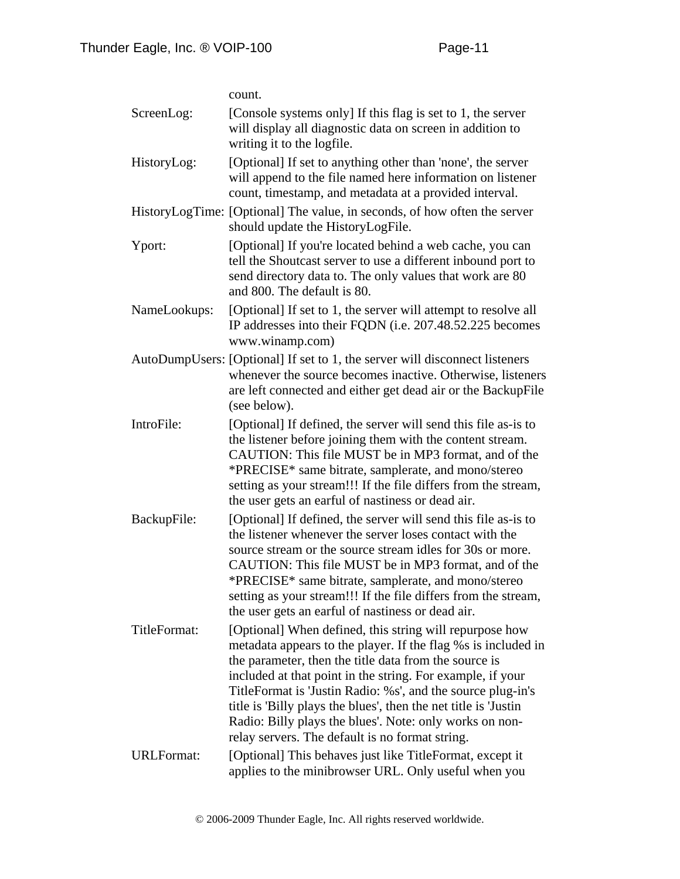count.

| | |
|---|---|
| ScreenLog: | [Console systems only] If this flag is set to 1, the server will display all diagnostic data on screen in addition to writing it to the logfile. |
| HistoryLog: | [Optional] If set to anything other than 'none', the server will append to the file named here information on listener count, timestamp, and metadata at a provided interval. |
| HistoryLogTime: | [Optional] The value, in seconds, of how often the server should update the HistoryLogFile. |
| Yport: | [Optional] If you're located behind a web cache, you can tell the Shoutcast server to use a different inbound port to send directory data to. The only values that work are 80 and 800. The default is 80. |
| NameLookups: | [Optional] If set to 1, the server will attempt to resolve all IP addresses into their FQDN (i.e. 207.48.52.225 becomes www.winamp.com) |
| AutoDumpUsers: | [Optional] If set to 1, the server will disconnect listeners whenever the source becomes inactive. Otherwise, listeners are left connected and either get dead air or the BackupFile (see below). |
| IntroFile: | [Optional] If defined, the server will send this file as-is to the listener before joining them with the content stream. CAUTION: This file MUST be in MP3 format, and of the *PRECISE* same bitrate, samplerate, and mono/stereo setting as your stream!!! If the file differs from the stream, the user gets an earful of nastiness or dead air. |
| BackupFile: | [Optional] If defined, the server will send this file as-is to the listener whenever the server loses contact with the source stream or the source stream idles for 30s or more. CAUTION: This file MUST be in MP3 format, and of the *PRECISE* same bitrate, samplerate, and mono/stereo setting as your stream!!! If the file differs from the stream, the user gets an earful of nastiness or dead air. |
| TitleFormat: | [Optional] When defined, this string will repurpose how metadata appears to the player. If the flag %s is included in the parameter, then the title data from the source is included at that point in the string. For example, if your TitleFormat is 'Justin Radio: %s', and the source plug-in's title is 'Billy plays the blues', then the net title is 'Justin Radio: Billy plays the blues'. Note: only works on non-relay servers. The default is no format string. |
| URLFormat: | [Optional] This behaves just like TitleFormat, except it applies to the minibrowser URL. Only useful when you |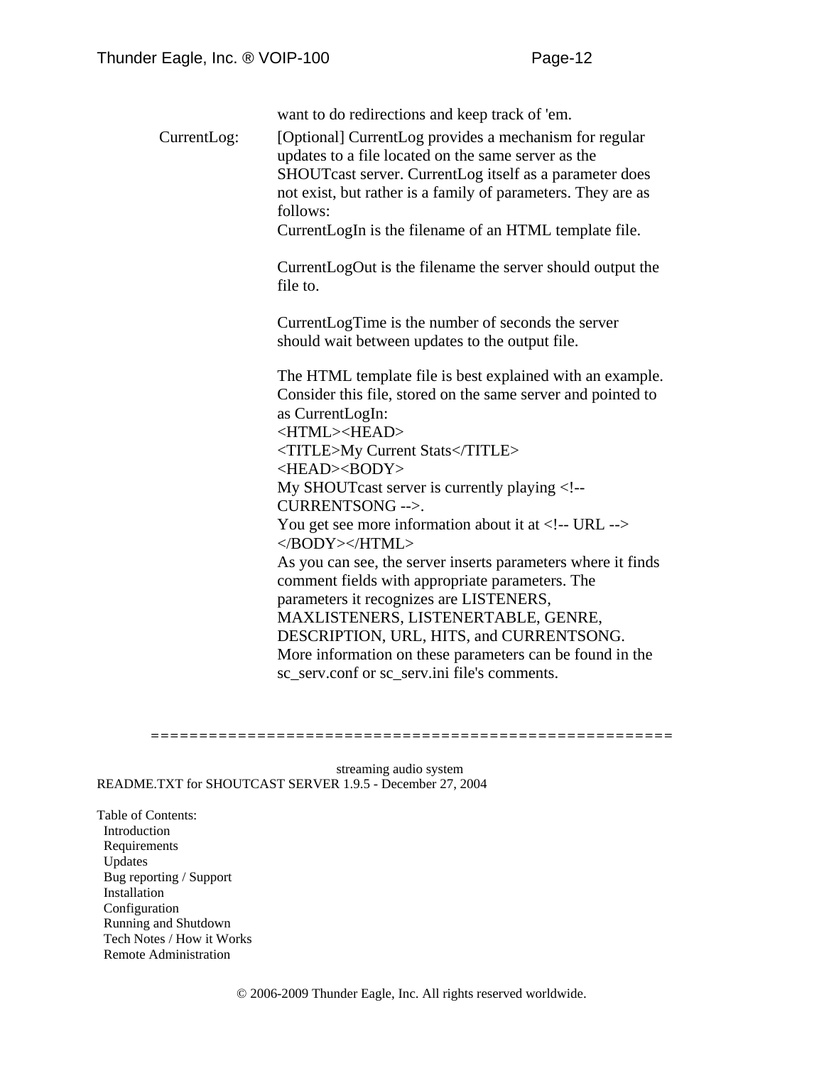want to do redirections and keep track of 'em.

CurrentLog: [Optional] CurrentLog provides a mechanism for regular updates to a file located on the same server as the SHOUTcast server. CurrentLog itself as a parameter does not exist, but rather is a family of parameters. They are as follows:

CurrentLogIn is the filename of an HTML template file.

CurrentLogOut is the filename the server should output the file to.

CurrentLogTime is the number of seconds the server should wait between updates to the output file.

The HTML template file is best explained with an example. Consider this file, stored on the same server and pointed to as CurrentLogIn:

```
<HTML><HEAD>
<TITLE>My Current Stats</TITLE>
<HEAD><BODY>
My SHOUTcast server is currently playing <!--
CURRENTSONG -->.
You get see more information about it at <!-- URL -->
</BODY></HTML>
```

As you can see, the server inserts parameters where it finds comment fields with appropriate parameters. The parameters it recognizes are LISTENERS, MAXLISTENERS, LISTENERTABLE, GENRE, DESCRIPTION, URL, HITS, and CURRENTSONG. More information on these parameters can be found in the sc_serv.conf or sc_serv.ini file's comments.

=====================================================

streaming audio system

README.TXT for SHOUTCAST SERVER 1.9.5 - December 27, 2004

Table of Contents:

- Introduction
- Requirements
- Updates
- Bug reporting / Support
- Installation
- Configuration
- Running and Shutdown
- Tech Notes / How it Works
- Remote Administration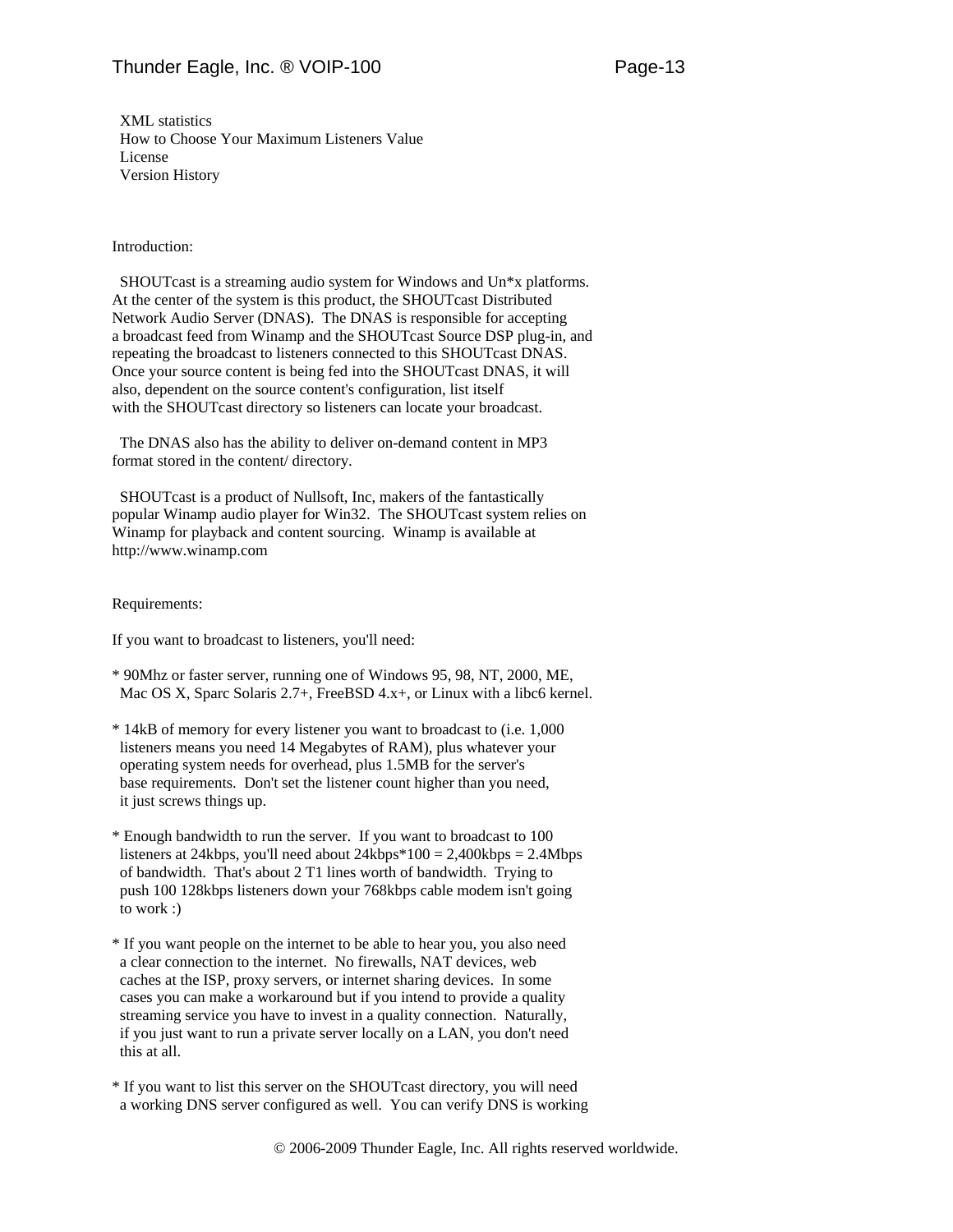XML statistics
How to Choose Your Maximum Listeners Value
License
Version History

Introduction:

SHOUTcast is a streaming audio system for Windows and Un*x platforms. At the center of the system is this product, the SHOUTcast Distributed Network Audio Server (DNAS). The DNAS is responsible for accepting a broadcast feed from Winamp and the SHOUTcast Source DSP plug-in, and repeating the broadcast to listeners connected to this SHOUTcast DNAS. Once your source content is being fed into the SHOUTcast DNAS, it will also, dependent on the source content's configuration, list itself with the SHOUTcast directory so listeners can locate your broadcast.

The DNAS also has the ability to deliver on-demand content in MP3 format stored in the content/ directory.

SHOUTcast is a product of Nullsoft, Inc, makers of the fantastically popular Winamp audio player for Win32. The SHOUTcast system relies on Winamp for playback and content sourcing. Winamp is available at http://www.winamp.com

Requirements:

If you want to broadcast to listeners, you'll need:

* 90Mhz or faster server, running one of Windows 95, 98, NT, 2000, ME, Mac OS X, Sparc Solaris 2.7+, FreeBSD 4.x+, or Linux with a libc6 kernel.

* 14kB of memory for every listener you want to broadcast to (i.e. 1,000 listeners means you need 14 Megabytes of RAM), plus whatever your operating system needs for overhead, plus 1.5MB for the server's base requirements. Don't set the listener count higher than you need, it just screws things up.

* Enough bandwidth to run the server. If you want to broadcast to 100 listeners at 24kbps, you'll need about 24kbps*100 = 2,400kbps = 2.4Mbps of bandwidth. That's about 2 T1 lines worth of bandwidth. Trying to push 100 128kbps listeners down your 768kbps cable modem isn't going to work :)

* If you want people on the internet to be able to hear you, you also need a clear connection to the internet. No firewalls, NAT devices, web caches at the ISP, proxy servers, or internet sharing devices. In some cases you can make a workaround but if you intend to provide a quality streaming service you have to invest in a quality connection. Naturally, if you just want to run a private server locally on a LAN, you don't need this at all.

* If you want to list this server on the SHOUTcast directory, you will need a working DNS server configured as well. You can verify DNS is working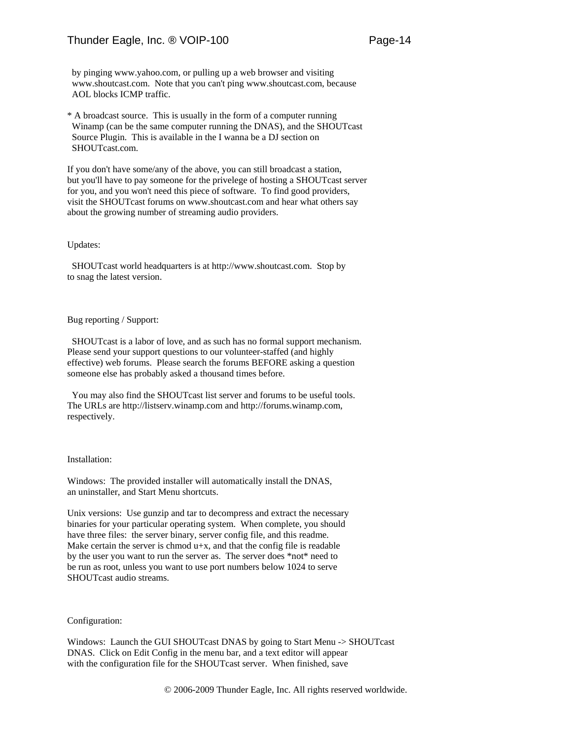by pinging www.yahoo.com, or pulling up a web browser and visiting www.shoutcast.com. Note that you can't ping www.shoutcast.com, because AOL blocks ICMP traffic.

* A broadcast source. This is usually in the form of a computer running Winamp (can be the same computer running the DNAS), and the SHOUTcast Source Plugin. This is available in the I wanna be a DJ section on SHOUTcast.com.

If you don't have some/any of the above, you can still broadcast a station, but you'll have to pay someone for the privelege of hosting a SHOUTcast server for you, and you won't need this piece of software. To find good providers, visit the SHOUTcast forums on www.shoutcast.com and hear what others say about the growing number of streaming audio providers.

Updates:

SHOUTcast world headquarters is at http://www.shoutcast.com. Stop by to snag the latest version.

Bug reporting / Support:

SHOUTcast is a labor of love, and as such has no formal support mechanism. Please send your support questions to our volunteer-staffed (and highly effective) web forums. Please search the forums BEFORE asking a question someone else has probably asked a thousand times before.

You may also find the SHOUTcast list server and forums to be useful tools. The URLs are http://listserv.winamp.com and http://forums.winamp.com, respectively.

Installation:

Windows: The provided installer will automatically install the DNAS, an uninstaller, and Start Menu shortcuts.

Unix versions: Use gunzip and tar to decompress and extract the necessary binaries for your particular operating system. When complete, you should have three files: the server binary, server config file, and this readme. Make certain the server is chmod u+x, and that the config file is readable by the user you want to run the server as. The server does *not* need to be run as root, unless you want to use port numbers below 1024 to serve SHOUTcast audio streams.

Configuration:

Windows: Launch the GUI SHOUTcast DNAS by going to Start Menu -> SHOUTcast DNAS. Click on Edit Config in the menu bar, and a text editor will appear with the configuration file for the SHOUTcast server. When finished, save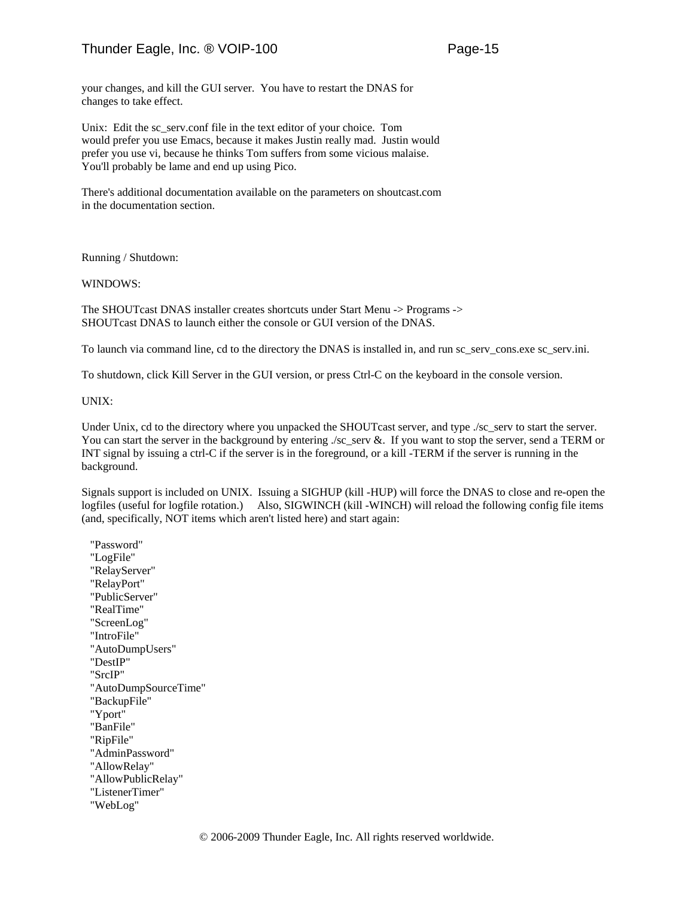your changes, and kill the GUI server. You have to restart the DNAS for changes to take effect.

Unix: Edit the sc_serv.conf file in the text editor of your choice. Tom would prefer you use Emacs, because it makes Justin really mad. Justin would prefer you use vi, because he thinks Tom suffers from some vicious malaise. You'll probably be lame and end up using Pico.

There's additional documentation available on the parameters on shoutcast.com in the documentation section.

Running / Shutdown:

WINDOWS:

The SHOUTcast DNAS installer creates shortcuts under Start Menu -> Programs -> SHOUTcast DNAS to launch either the console or GUI version of the DNAS.

To launch via command line, cd to the directory the DNAS is installed in, and run sc_serv_cons.exe sc_serv.ini.

To shutdown, click Kill Server in the GUI version, or press Ctrl-C on the keyboard in the console version.

UNIX:

Under Unix, cd to the directory where you unpacked the SHOUTcast server, and type ./sc_serv to start the server. You can start the server in the background by entering ./sc_serv &. If you want to stop the server, send a TERM or INT signal by issuing a ctrl-C if the server is in the foreground, or a kill -TERM if the server is running in the background.

Signals support is included on UNIX. Issuing a SIGHUP (kill -HUP) will force the DNAS to close and re-open the logfiles (useful for logfile rotation.) Also, SIGWINCH (kill -WINCH) will reload the following config file items (and, specifically, NOT items which aren't listed here) and start again:

"Password"
"LogFile"
"RelayServer"
"RelayPort"
"PublicServer"
"RealTime"
"ScreenLog"
"IntroFile"
"AutoDumpUsers"
"DestIP"
"SrcIP"
"AutoDumpSourceTime"
"BackupFile"
"Yport"
"BanFile"
"RipFile"
"AdminPassword"
"AllowRelay"
"AllowPublicRelay"
"ListenerTimer"
"WebLog"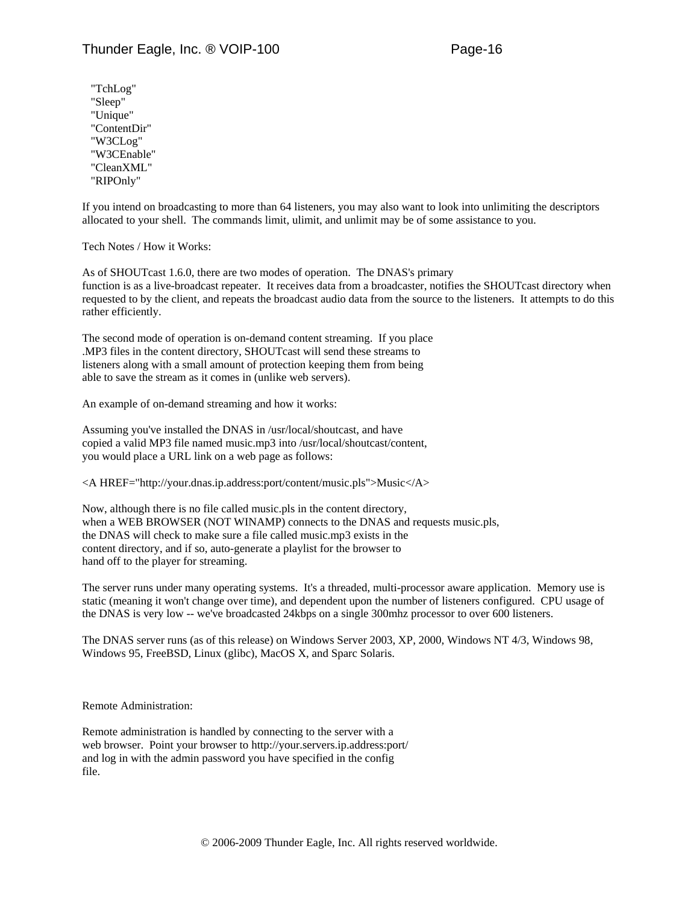"TchLog"
"Sleep"
"Unique"
"ContentDir"
"W3CLog"
"W3CEnable"
"CleanXML"
"RIPOnly"

If you intend on broadcasting to more than 64 listeners, you may also want to look into unlimiting the descriptors allocated to your shell. The commands limit, ulimit, and unlimit may be of some assistance to you.

Tech Notes / How it Works:

As of SHOUTcast 1.6.0, there are two modes of operation. The DNAS's primary function is as a live-broadcast repeater. It receives data from a broadcaster, notifies the SHOUTcast directory when requested to by the client, and repeats the broadcast audio data from the source to the listeners. It attempts to do this rather efficiently.

The second mode of operation is on-demand content streaming. If you place .MP3 files in the content directory, SHOUTcast will send these streams to listeners along with a small amount of protection keeping them from being able to save the stream as it comes in (unlike web servers).

An example of on-demand streaming and how it works:

Assuming you've installed the DNAS in /usr/local/shoutcast, and have copied a valid MP3 file named music.mp3 into /usr/local/shoutcast/content, you would place a URL link on a web page as follows:

```
<A HREF="http://your.dnas.ip.address:port/content/music.pls">Music</A>
```

Now, although there is no file called music.pls in the content directory, when a WEB BROWSER (NOT WINAMP) connects to the DNAS and requests music.pls, the DNAS will check to make sure a file called music.mp3 exists in the content directory, and if so, auto-generate a playlist for the browser to hand off to the player for streaming.

The server runs under many operating systems. It's a threaded, multi-processor aware application. Memory use is static (meaning it won't change over time), and dependent upon the number of listeners configured. CPU usage of the DNAS is very low -- we've broadcasted 24kbps on a single 300mhz processor to over 600 listeners.

The DNAS server runs (as of this release) on Windows Server 2003, XP, 2000, Windows NT 4/3, Windows 98, Windows 95, FreeBSD, Linux (glibc), MacOS X, and Sparc Solaris.

Remote Administration:

Remote administration is handled by connecting to the server with a web browser. Point your browser to http://your.servers.ip.address:port/ and log in with the admin password you have specified in the config file.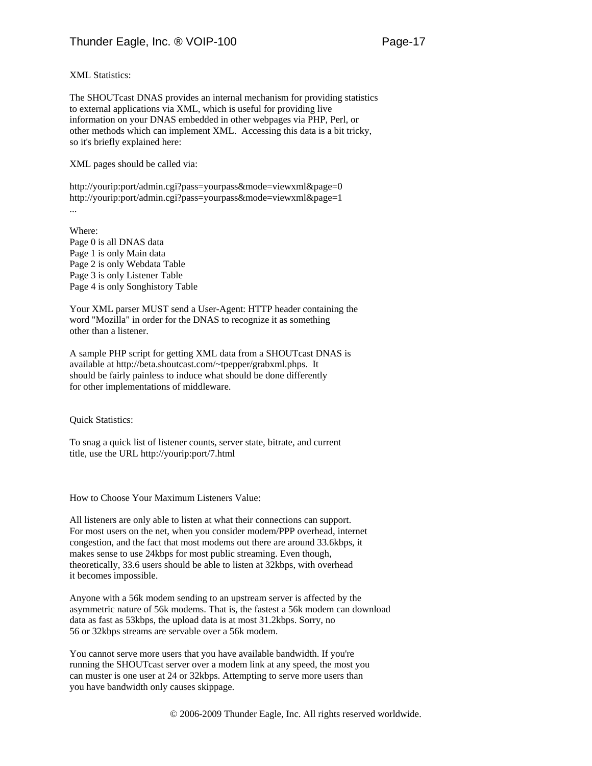XML Statistics:

The SHOUTcast DNAS provides an internal mechanism for providing statistics to external applications via XML, which is useful for providing live information on your DNAS embedded in other webpages via PHP, Perl, or other methods which can implement XML. Accessing this data is a bit tricky, so it's briefly explained here:

XML pages should be called via:

http://yourip:port/admin.cgi?pass=yourpass&mode=viewxml&page=0
http://yourip:port/admin.cgi?pass=yourpass&mode=viewxml&page=1
...

Where:
Page 0 is all DNAS data
Page 1 is only Main data
Page 2 is only Webdata Table
Page 3 is only Listener Table
Page 4 is only Songhistory Table

Your XML parser MUST send a User-Agent: HTTP header containing the word "Mozilla" in order for the DNAS to recognize it as something other than a listener.

A sample PHP script for getting XML data from a SHOUTcast DNAS is available at http://beta.shoutcast.com/~tpepper/grabxml.phps. It should be fairly painless to induce what should be done differently for other implementations of middleware.

Quick Statistics:

To snag a quick list of listener counts, server state, bitrate, and current title, use the URL http://yourip:port/7.html

How to Choose Your Maximum Listeners Value:

All listeners are only able to listen at what their connections can support. For most users on the net, when you consider modem/PPP overhead, internet congestion, and the fact that most modems out there are around 33.6kbps, it makes sense to use 24kbps for most public streaming. Even though, theoretically, 33.6 users should be able to listen at 32kbps, with overhead it becomes impossible.

Anyone with a 56k modem sending to an upstream server is affected by the asymmetric nature of 56k modems. That is, the fastest a 56k modem can download data as fast as 53kbps, the upload data is at most 31.2kbps. Sorry, no 56 or 32kbps streams are servable over a 56k modem.

You cannot serve more users that you have available bandwidth. If you're running the SHOUTcast server over a modem link at any speed, the most you can muster is one user at 24 or 32kbps. Attempting to serve more users than you have bandwidth only causes skippage.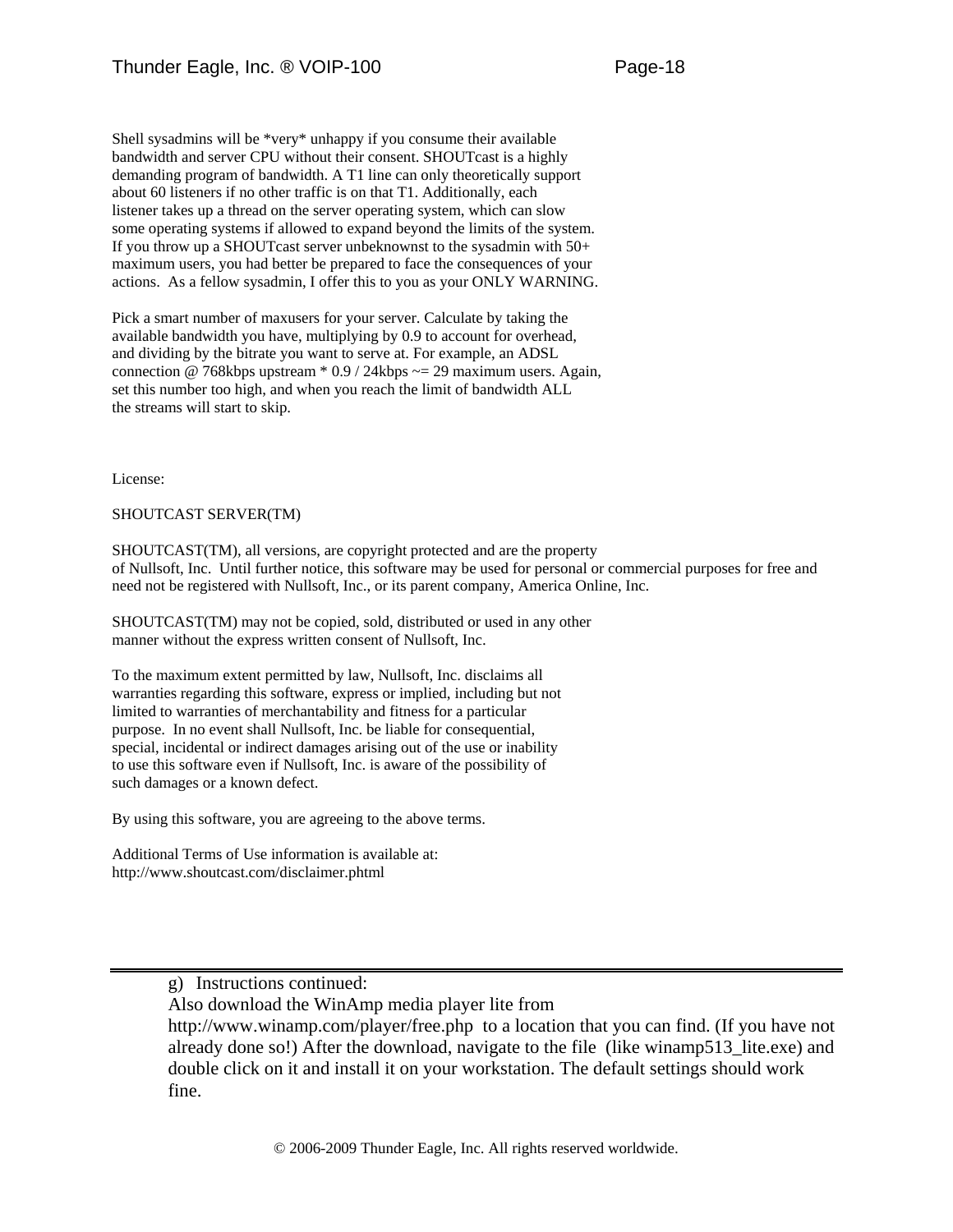Shell sysadmins will be *very* unhappy if you consume their available bandwidth and server CPU without their consent. SHOUTcast is a highly demanding program of bandwidth. A T1 line can only theoretically support about 60 listeners if no other traffic is on that T1. Additionally, each listener takes up a thread on the server operating system, which can slow some operating systems if allowed to expand beyond the limits of the system. If you throw up a SHOUTcast server unbeknownst to the sysadmin with 50+ maximum users, you had better be prepared to face the consequences of your actions. As a fellow sysadmin, I offer this to you as your ONLY WARNING.

Pick a smart number of maxusers for your server. Calculate by taking the available bandwidth you have, multiplying by 0.9 to account for overhead, and dividing by the bitrate you want to serve at. For example, an ADSL connection @ 768kbps upstream * 0.9 / 24kbps ~= 29 maximum users. Again, set this number too high, and when you reach the limit of bandwidth ALL the streams will start to skip.

License:

SHOUTCAST SERVER(TM)

SHOUTCAST(TM), all versions, are copyright protected and are the property of Nullsoft, Inc. Until further notice, this software may be used for personal or commercial purposes for free and need not be registered with Nullsoft, Inc., or its parent company, America Online, Inc.

SHOUTCAST(TM) may not be copied, sold, distributed or used in any other manner without the express written consent of Nullsoft, Inc.

To the maximum extent permitted by law, Nullsoft, Inc. disclaims all warranties regarding this software, express or implied, including but not limited to warranties of merchantability and fitness for a particular purpose. In no event shall Nullsoft, Inc. be liable for consequential, special, incidental or indirect damages arising out of the use or inability to use this software even if Nullsoft, Inc. is aware of the possibility of such damages or a known defect.

By using this software, you are agreeing to the above terms.

Additional Terms of Use information is available at:
http://www.shoutcast.com/disclaimer.phtml

---

g) Instructions continued:
Also download the WinAmp media player lite from http://www.winamp.com/player/free.php to a location that you can find. (If you have not already done so!) After the download, navigate to the file (like winamp513_lite.exe) and double click on it and install it on your workstation. The default settings should work fine.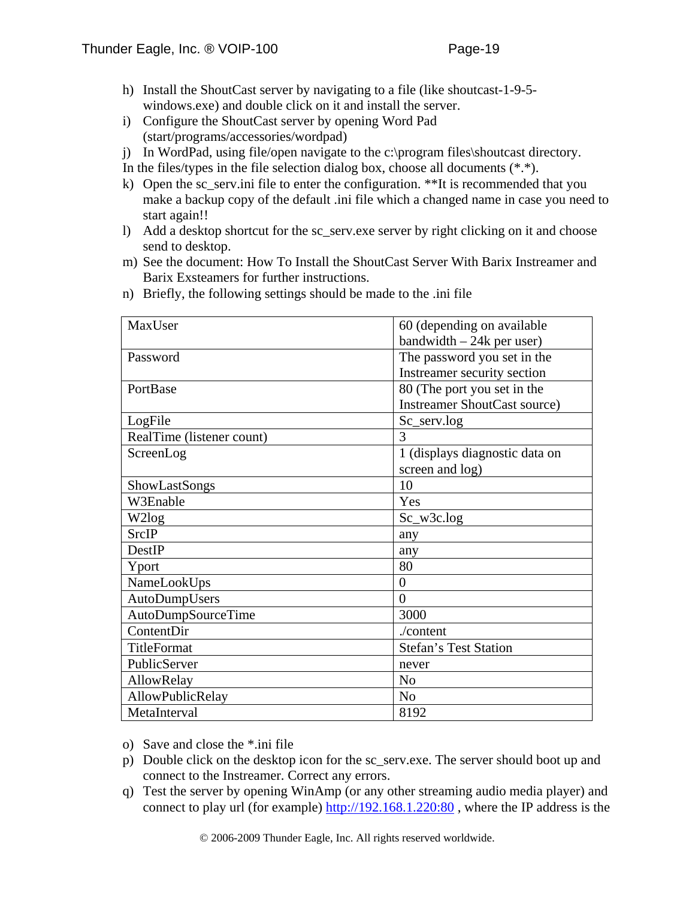h) Install the ShoutCast server by navigating to a file (like shoutcast-1-9-5-windows.exe) and double click on it and install the server.
i) Configure the ShoutCast server by opening Word Pad (start/programs/accessories/wordpad)
j) In WordPad, using file/open navigate to the c:\program files\shoutcast directory.
In the files/types in the file selection dialog box, choose all documents (*.*).
k) Open the sc_serv.ini file to enter the configuration. **It is recommended that you make a backup copy of the default .ini file which a changed name in case you need to start again!!
l) Add a desktop shortcut for the sc_serv.exe server by right clicking on it and choose send to desktop.
m) See the document: How To Install the ShoutCast Server With Barix Instreamer and Barix Exsteamers for further instructions.
n) Briefly, the following settings should be made to the .ini file

| | |
|---|---|
| MaxUser | 60 (depending on available bandwidth – 24k per user) |
| Password | The password you set in the Instreamer security section |
| PortBase | 80 (The port you set in the Instreamer ShoutCast source) |
| LogFile | Sc_serv.log |
| RealTime (listener count) | 3 |
| ScreenLog | 1 (displays diagnostic data on screen and log) |
| ShowLastSongs | 10 |
| W3Enable | Yes |
| W2log | Sc_w3c.log |
| SrcIP | any |
| DestIP | any |
| Yport | 80 |
| NameLookUps | 0 |
| AutoDumpUsers | 0 |
| AutoDumpSourceTime | 3000 |
| ContentDir | ./content |
| TitleFormat | Stefan's Test Station |
| PublicServer | never |
| AllowRelay | No |
| AllowPublicRelay | No |
| MetaInterval | 8192 |

o) Save and close the *.ini file
p) Double click on the desktop icon for the sc_serv.exe. The server should boot up and connect to the Instreamer. Correct any errors.
q) Test the server by opening WinAmp (or any other streaming audio media player) and connect to play url (for example) http://192.168.1.220:80 , where the IP address is the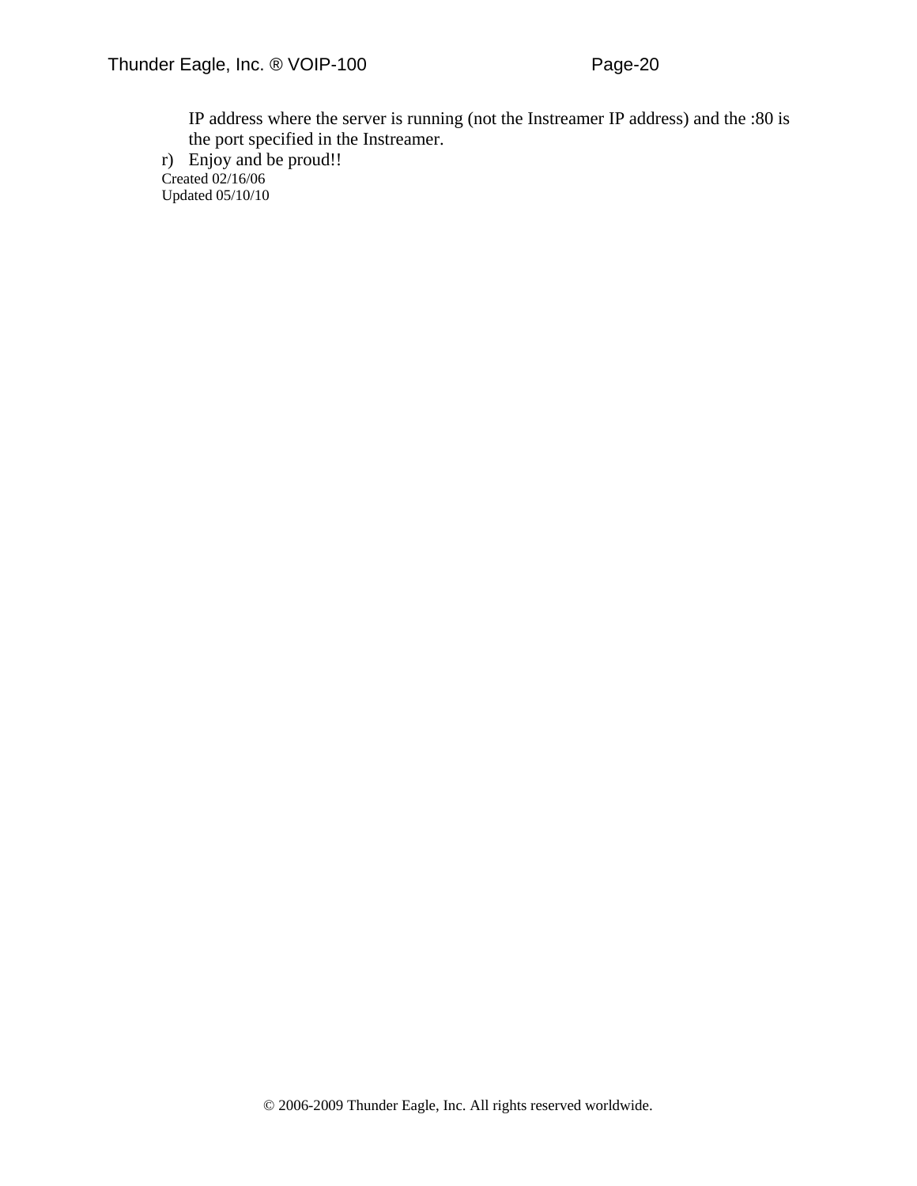IP address where the server is running (not the Instreamer IP address) and the :80 is the port specified in the Instreamer.

r) Enjoy and be proud!!

Created 02/16/06
Updated 05/10/10